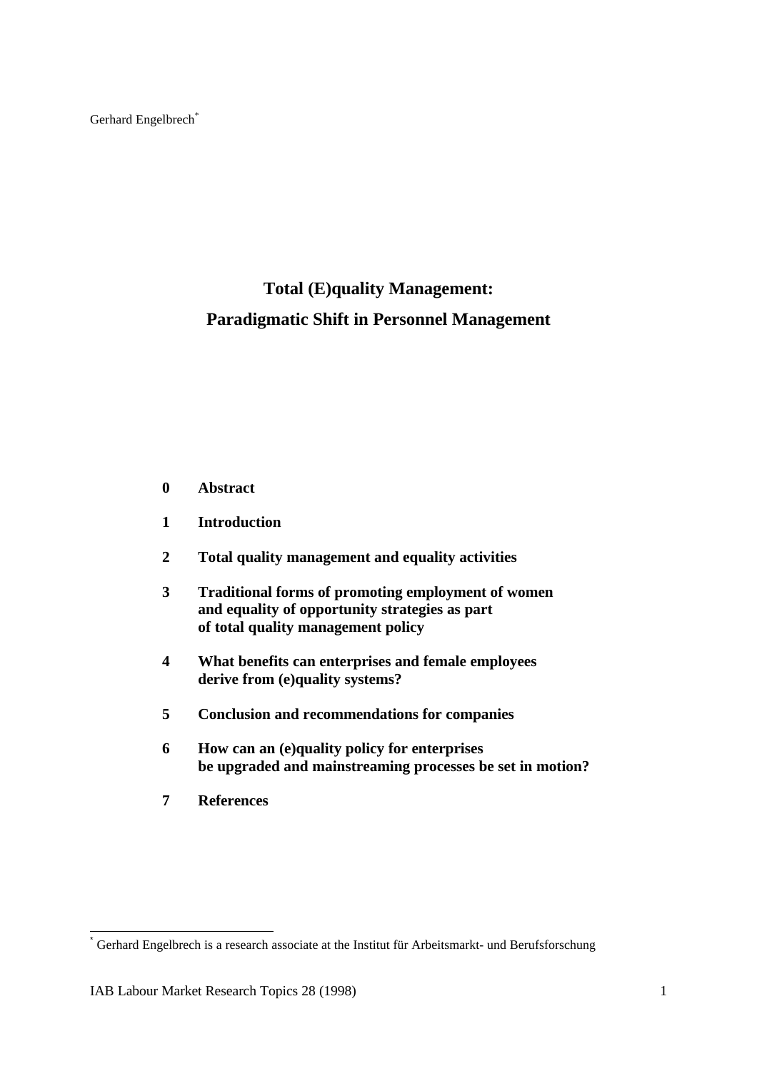Gerhard Engelbrech[*]

# Total (E)quality Management: Paradigmatic Shift in Personnel Management

**0 Abstract**

**1 Introduction**

**2 Total quality management and equality activities**

**3 Traditional forms of promoting employment of women and equality of opportunity strategies as part of total quality management policy**

**4 What benefits can enterprises and female employees derive from (e)quality systems?**

**5 Conclusion and recommendations for companies**

**6 How can an (e)quality policy for enterprises be upgraded and mainstreaming processes be set in motion?**

**7 References**

[*] Gerhard Engelbrech is a research associate at the Institut für Arbeitsmarkt- und Berufsforschung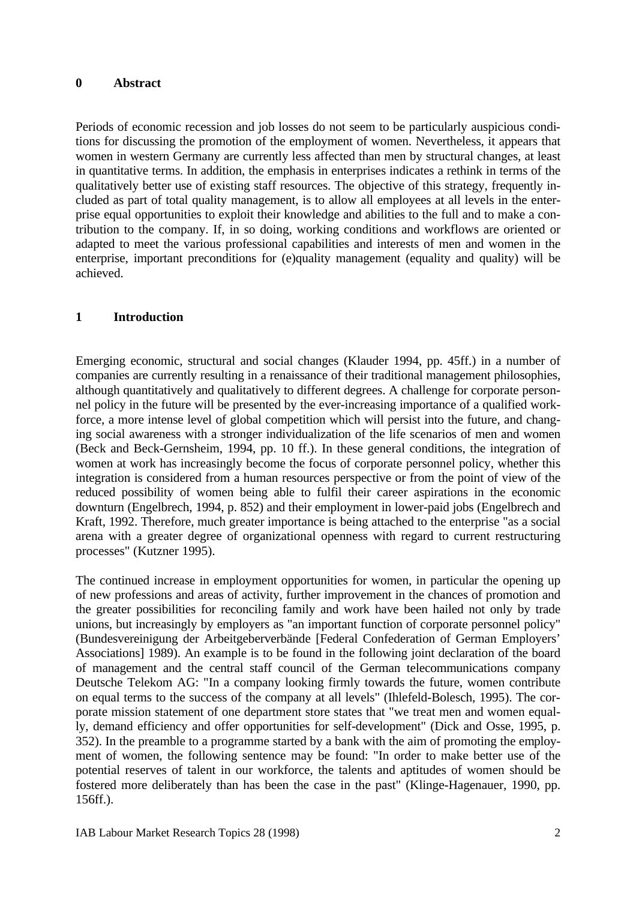## 0 Abstract

Periods of economic recession and job losses do not seem to be particularly auspicious conditions for discussing the promotion of the employment of women. Nevertheless, it appears that women in western Germany are currently less affected than men by structural changes, at least in quantitative terms. In addition, the emphasis in enterprises indicates a rethink in terms of the qualitatively better use of existing staff resources. The objective of this strategy, frequently included as part of total quality management, is to allow all employees at all levels in the enterprise equal opportunities to exploit their knowledge and abilities to the full and to make a contribution to the company. If, in so doing, working conditions and workflows are oriented or adapted to meet the various professional capabilities and interests of men and women in the enterprise, important preconditions for (e)quality management (equality and quality) will be achieved.

## 1 Introduction

Emerging economic, structural and social changes (Klauder 1994, pp. 45ff.) in a number of companies are currently resulting in a renaissance of their traditional management philosophies, although quantitatively and qualitatively to different degrees. A challenge for corporate personnel policy in the future will be presented by the ever-increasing importance of a qualified workforce, a more intense level of global competition which will persist into the future, and changing social awareness with a stronger individualization of the life scenarios of men and women (Beck and Beck-Gernsheim, 1994, pp. 10 ff.). In these general conditions, the integration of women at work has increasingly become the focus of corporate personnel policy, whether this integration is considered from a human resources perspective or from the point of view of the reduced possibility of women being able to fulfil their career aspirations in the economic downturn (Engelbrech, 1994, p. 852) and their employment in lower-paid jobs (Engelbrech and Kraft, 1992. Therefore, much greater importance is being attached to the enterprise "as a social arena with a greater degree of organizational openness with regard to current restructuring processes" (Kutzner 1995).

The continued increase in employment opportunities for women, in particular the opening up of new professions and areas of activity, further improvement in the chances of promotion and the greater possibilities for reconciling family and work have been hailed not only by trade unions, but increasingly by employers as "an important function of corporate personnel policy" (Bundesvereinigung der Arbeitgeberverbände [Federal Confederation of German Employers' Associations] 1989). An example is to be found in the following joint declaration of the board of management and the central staff council of the German telecommunications company Deutsche Telekom AG: "In a company looking firmly towards the future, women contribute on equal terms to the success of the company at all levels" (Ihlefeld-Bolesch, 1995). The corporate mission statement of one department store states that "we treat men and women equally, demand efficiency and offer opportunities for self-development" (Dick and Osse, 1995, p. 352). In the preamble to a programme started by a bank with the aim of promoting the employment of women, the following sentence may be found: "In order to make better use of the potential reserves of talent in our workforce, the talents and aptitudes of women should be fostered more deliberately than has been the case in the past" (Klinge-Hagenauer, 1990, pp. 156ff.).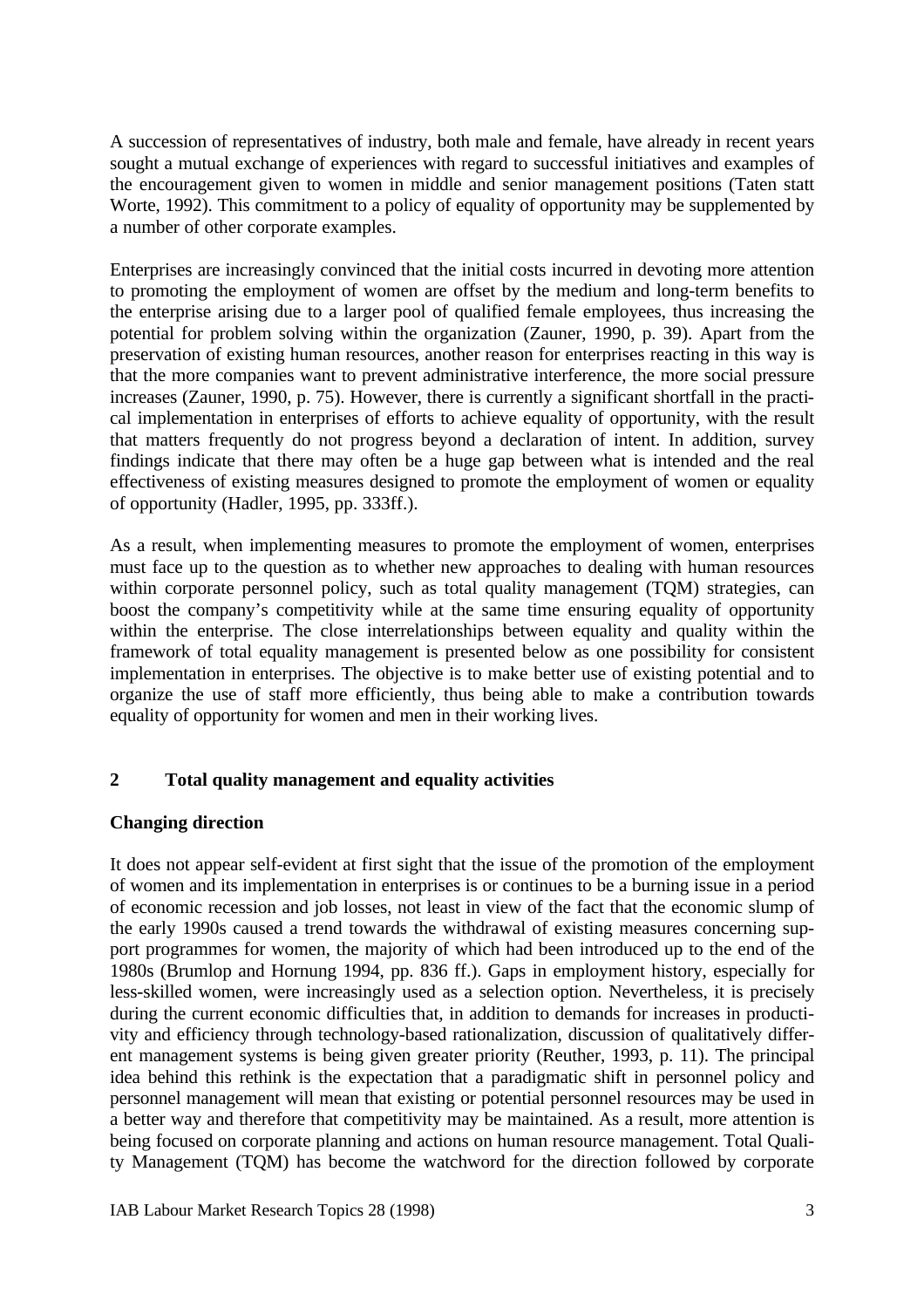A succession of representatives of industry, both male and female, have already in recent years sought a mutual exchange of experiences with regard to successful initiatives and examples of the encouragement given to women in middle and senior management positions (Taten statt Worte, 1992). This commitment to a policy of equality of opportunity may be supplemented by a number of other corporate examples.

Enterprises are increasingly convinced that the initial costs incurred in devoting more attention to promoting the employment of women are offset by the medium and long-term benefits to the enterprise arising due to a larger pool of qualified female employees, thus increasing the potential for problem solving within the organization (Zauner, 1990, p. 39). Apart from the preservation of existing human resources, another reason for enterprises reacting in this way is that the more companies want to prevent administrative interference, the more social pressure increases (Zauner, 1990, p. 75). However, there is currently a significant shortfall in the practical implementation in enterprises of efforts to achieve equality of opportunity, with the result that matters frequently do not progress beyond a declaration of intent. In addition, survey findings indicate that there may often be a huge gap between what is intended and the real effectiveness of existing measures designed to promote the employment of women or equality of opportunity (Hadler, 1995, pp. 333ff.).

As a result, when implementing measures to promote the employment of women, enterprises must face up to the question as to whether new approaches to dealing with human resources within corporate personnel policy, such as total quality management (TQM) strategies, can boost the company's competitivity while at the same time ensuring equality of opportunity within the enterprise. The close interrelationships between equality and quality within the framework of total equality management is presented below as one possibility for consistent implementation in enterprises. The objective is to make better use of existing potential and to organize the use of staff more efficiently, thus being able to make a contribution towards equality of opportunity for women and men in their working lives.

## 2 Total quality management and equality activities

### Changing direction

It does not appear self-evident at first sight that the issue of the promotion of the employment of women and its implementation in enterprises is or continues to be a burning issue in a period of economic recession and job losses, not least in view of the fact that the economic slump of the early 1990s caused a trend towards the withdrawal of existing measures concerning support programmes for women, the majority of which had been introduced up to the end of the 1980s (Brumlop and Hornung 1994, pp. 836 ff.). Gaps in employment history, especially for less-skilled women, were increasingly used as a selection option. Nevertheless, it is precisely during the current economic difficulties that, in addition to demands for increases in productivity and efficiency through technology-based rationalization, discussion of qualitatively different management systems is being given greater priority (Reuther, 1993, p. 11). The principal idea behind this rethink is the expectation that a paradigmatic shift in personnel policy and personnel management will mean that existing or potential personnel resources may be used in a better way and therefore that competitivity may be maintained. As a result, more attention is being focused on corporate planning and actions on human resource management. Total Quality Management (TQM) has become the watchword for the direction followed by corporate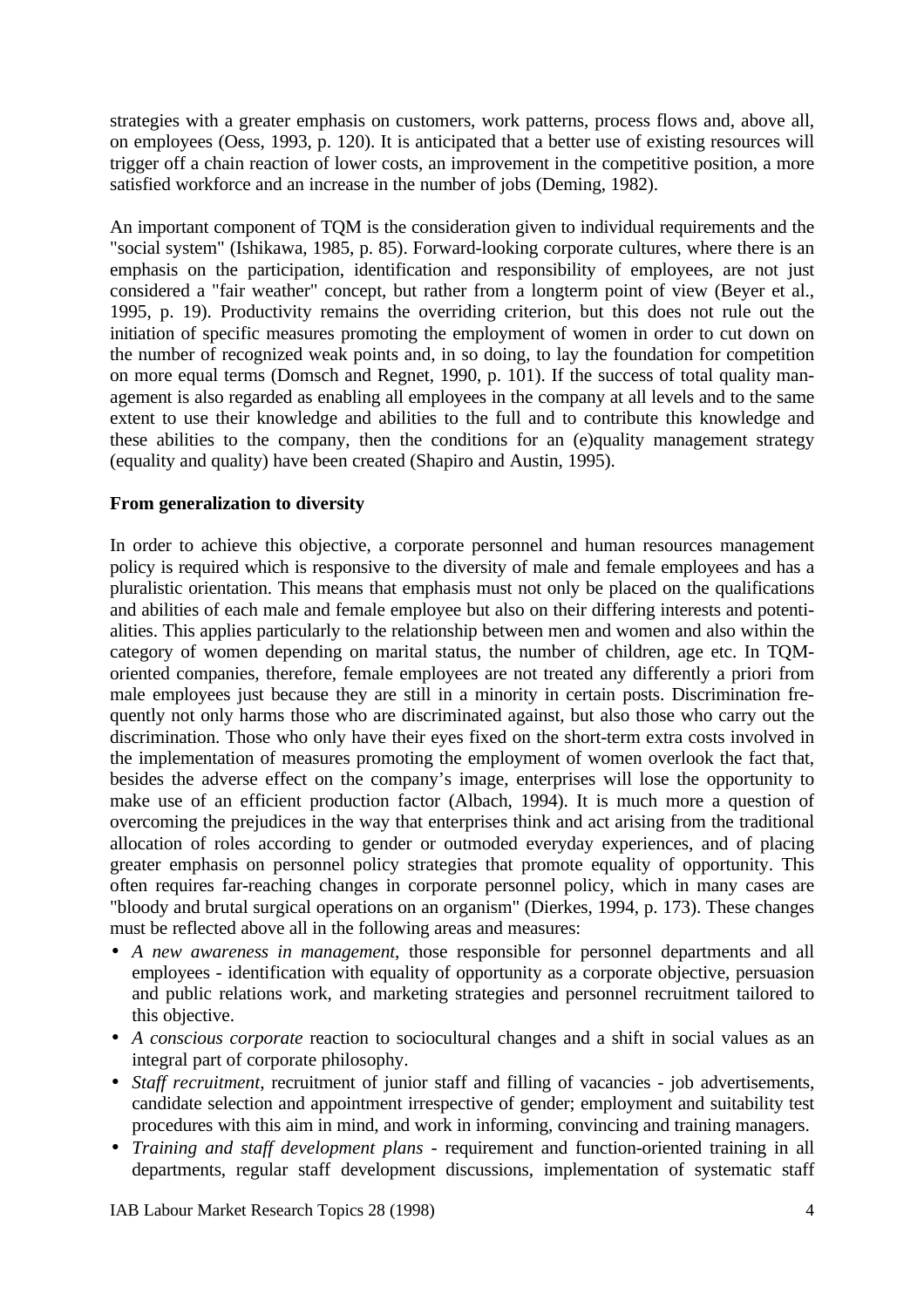strategies with a greater emphasis on customers, work patterns, process flows and, above all, on employees (Oess, 1993, p. 120). It is anticipated that a better use of existing resources will trigger off a chain reaction of lower costs, an improvement in the competitive position, a more satisfied workforce and an increase in the number of jobs (Deming, 1982).

An important component of TQM is the consideration given to individual requirements and the "social system" (Ishikawa, 1985, p. 85). Forward-looking corporate cultures, where there is an emphasis on the participation, identification and responsibility of employees, are not just considered a "fair weather" concept, but rather from a longterm point of view (Beyer et al., 1995, p. 19). Productivity remains the overriding criterion, but this does not rule out the initiation of specific measures promoting the employment of women in order to cut down on the number of recognized weak points and, in so doing, to lay the foundation for competition on more equal terms (Domsch and Regnet, 1990, p. 101). If the success of total quality management is also regarded as enabling all employees in the company at all levels and to the same extent to use their knowledge and abilities to the full and to contribute this knowledge and these abilities to the company, then the conditions for an (e)quality management strategy (equality and quality) have been created (Shapiro and Austin, 1995).

**From generalization to diversity**

In order to achieve this objective, a corporate personnel and human resources management policy is required which is responsive to the diversity of male and female employees and has a pluralistic orientation. This means that emphasis must not only be placed on the qualifications and abilities of each male and female employee but also on their differing interests and potentialities. This applies particularly to the relationship between men and women and also within the category of women depending on marital status, the number of children, age etc. In TQM-oriented companies, therefore, female employees are not treated any differently a priori from male employees just because they are still in a minority in certain posts. Discrimination frequently not only harms those who are discriminated against, but also those who carry out the discrimination. Those who only have their eyes fixed on the short-term extra costs involved in the implementation of measures promoting the employment of women overlook the fact that, besides the adverse effect on the company's image, enterprises will lose the opportunity to make use of an efficient production factor (Albach, 1994). It is much more a question of overcoming the prejudices in the way that enterprises think and act arising from the traditional allocation of roles according to gender or outmoded everyday experiences, and of placing greater emphasis on personnel policy strategies that promote equality of opportunity. This often requires far-reaching changes in corporate personnel policy, which in many cases are "bloody and brutal surgical operations on an organism" (Dierkes, 1994, p. 173). These changes must be reflected above all in the following areas and measures:

- *A new awareness in management*, those responsible for personnel departments and all employees - identification with equality of opportunity as a corporate objective, persuasion and public relations work, and marketing strategies and personnel recruitment tailored to this objective.
- *A conscious corporate* reaction to sociocultural changes and a shift in social values as an integral part of corporate philosophy.
- *Staff recruitment*, recruitment of junior staff and filling of vacancies - job advertisements, candidate selection and appointment irrespective of gender; employment and suitability test procedures with this aim in mind, and work in informing, convincing and training managers.
- *Training and staff development plans* - requirement and function-oriented training in all departments, regular staff development discussions, implementation of systematic staff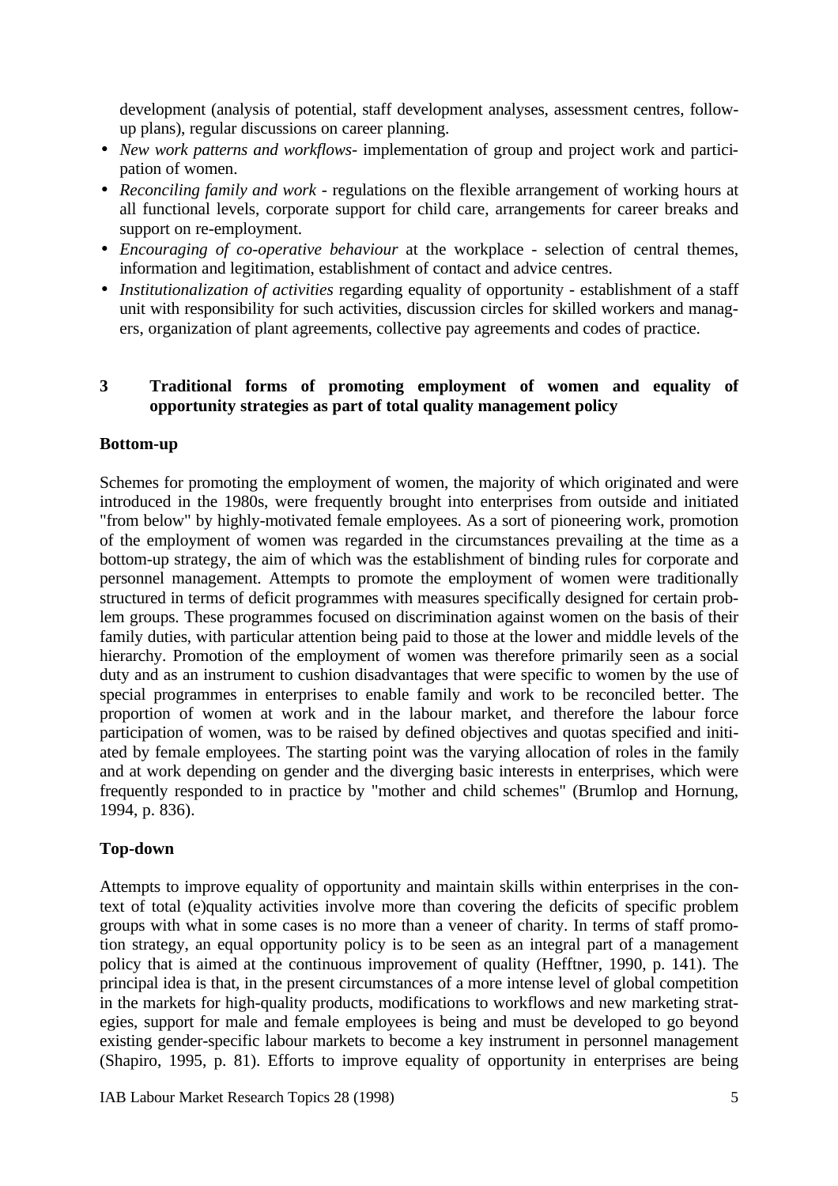development (analysis of potential, staff development analyses, assessment centres, follow-up plans), regular discussions on career planning.

- *New work patterns and workflows*- implementation of group and project work and participation of women.
- *Reconciling family and work* - regulations on the flexible arrangement of working hours at all functional levels, corporate support for child care, arrangements for career breaks and support on re-employment.
- *Encouraging of co-operative behaviour* at the workplace - selection of central themes, information and legitimation, establishment of contact and advice centres.
- *Institutionalization of activities* regarding equality of opportunity - establishment of a staff unit with responsibility for such activities, discussion circles for skilled workers and managers, organization of plant agreements, collective pay agreements and codes of practice.

## 3 Traditional forms of promoting employment of women and equality of opportunity strategies as part of total quality management policy

**Bottom-up**

Schemes for promoting the employment of women, the majority of which originated and were introduced in the 1980s, were frequently brought into enterprises from outside and initiated "from below" by highly-motivated female employees. As a sort of pioneering work, promotion of the employment of women was regarded in the circumstances prevailing at the time as a bottom-up strategy, the aim of which was the establishment of binding rules for corporate and personnel management. Attempts to promote the employment of women were traditionally structured in terms of deficit programmes with measures specifically designed for certain problem groups. These programmes focused on discrimination against women on the basis of their family duties, with particular attention being paid to those at the lower and middle levels of the hierarchy. Promotion of the employment of women was therefore primarily seen as a social duty and as an instrument to cushion disadvantages that were specific to women by the use of special programmes in enterprises to enable family and work to be reconciled better. The proportion of women at work and in the labour market, and therefore the labour force participation of women, was to be raised by defined objectives and quotas specified and initiated by female employees. The starting point was the varying allocation of roles in the family and at work depending on gender and the diverging basic interests in enterprises, which were frequently responded to in practice by "mother and child schemes" (Brumlop and Hornung, 1994, p. 836).

**Top-down**

Attempts to improve equality of opportunity and maintain skills within enterprises in the context of total (e)quality activities involve more than covering the deficits of specific problem groups with what in some cases is no more than a veneer of charity. In terms of staff promotion strategy, an equal opportunity policy is to be seen as an integral part of a management policy that is aimed at the continuous improvement of quality (Hefftner, 1990, p. 141). The principal idea is that, in the present circumstances of a more intense level of global competition in the markets for high-quality products, modifications to workflows and new marketing strategies, support for male and female employees is being and must be developed to go beyond existing gender-specific labour markets to become a key instrument in personnel management (Shapiro, 1995, p. 81). Efforts to improve equality of opportunity in enterprises are being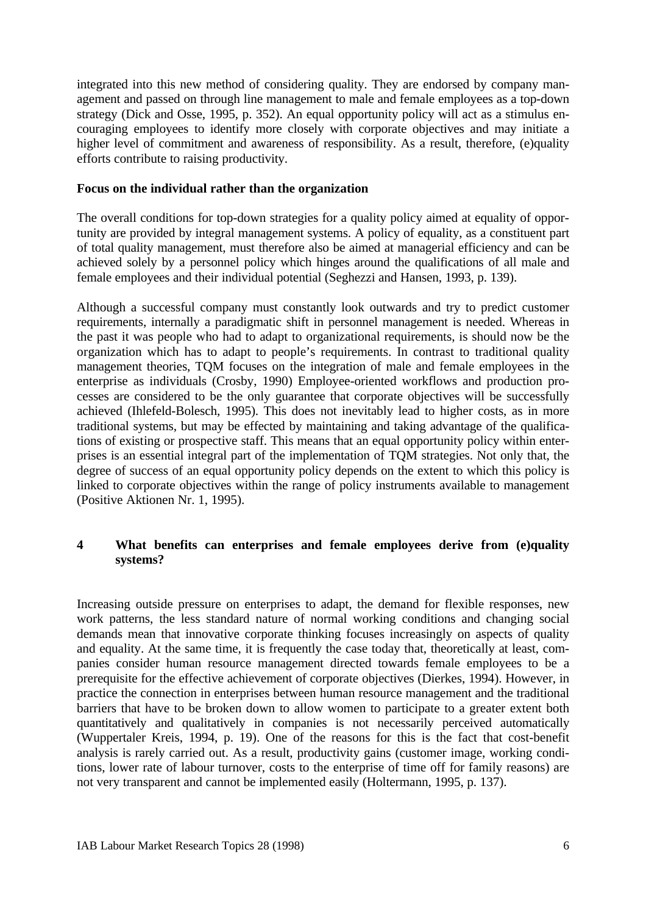integrated into this new method of considering quality. They are endorsed by company management and passed on through line management to male and female employees as a top-down strategy (Dick and Osse, 1995, p. 352). An equal opportunity policy will act as a stimulus encouraging employees to identify more closely with corporate objectives and may initiate a higher level of commitment and awareness of responsibility. As a result, therefore, (e)quality efforts contribute to raising productivity.

**Focus on the individual rather than the organization**

The overall conditions for top-down strategies for a quality policy aimed at equality of opportunity are provided by integral management systems. A policy of equality, as a constituent part of total quality management, must therefore also be aimed at managerial efficiency and can be achieved solely by a personnel policy which hinges around the qualifications of all male and female employees and their individual potential (Seghezzi and Hansen, 1993, p. 139).

Although a successful company must constantly look outwards and try to predict customer requirements, internally a paradigmatic shift in personnel management is needed. Whereas in the past it was people who had to adapt to organizational requirements, is should now be the organization which has to adapt to people's requirements. In contrast to traditional quality management theories, TQM focuses on the integration of male and female employees in the enterprise as individuals (Crosby, 1990) Employee-oriented workflows and production processes are considered to be the only guarantee that corporate objectives will be successfully achieved (Ihlefeld-Bolesch, 1995). This does not inevitably lead to higher costs, as in more traditional systems, but may be effected by maintaining and taking advantage of the qualifications of existing or prospective staff. This means that an equal opportunity policy within enterprises is an essential integral part of the implementation of TQM strategies. Not only that, the degree of success of an equal opportunity policy depends on the extent to which this policy is linked to corporate objectives within the range of policy instruments available to management (Positive Aktionen Nr. 1, 1995).

## 4 What benefits can enterprises and female employees derive from (e)quality systems?

Increasing outside pressure on enterprises to adapt, the demand for flexible responses, new work patterns, the less standard nature of normal working conditions and changing social demands mean that innovative corporate thinking focuses increasingly on aspects of quality and equality. At the same time, it is frequently the case today that, theoretically at least, companies consider human resource management directed towards female employees to be a prerequisite for the effective achievement of corporate objectives (Dierkes, 1994). However, in practice the connection in enterprises between human resource management and the traditional barriers that have to be broken down to allow women to participate to a greater extent both quantitatively and qualitatively in companies is not necessarily perceived automatically (Wuppertaler Kreis, 1994, p. 19). One of the reasons for this is the fact that cost-benefit analysis is rarely carried out. As a result, productivity gains (customer image, working conditions, lower rate of labour turnover, costs to the enterprise of time off for family reasons) are not very transparent and cannot be implemented easily (Holtermann, 1995, p. 137).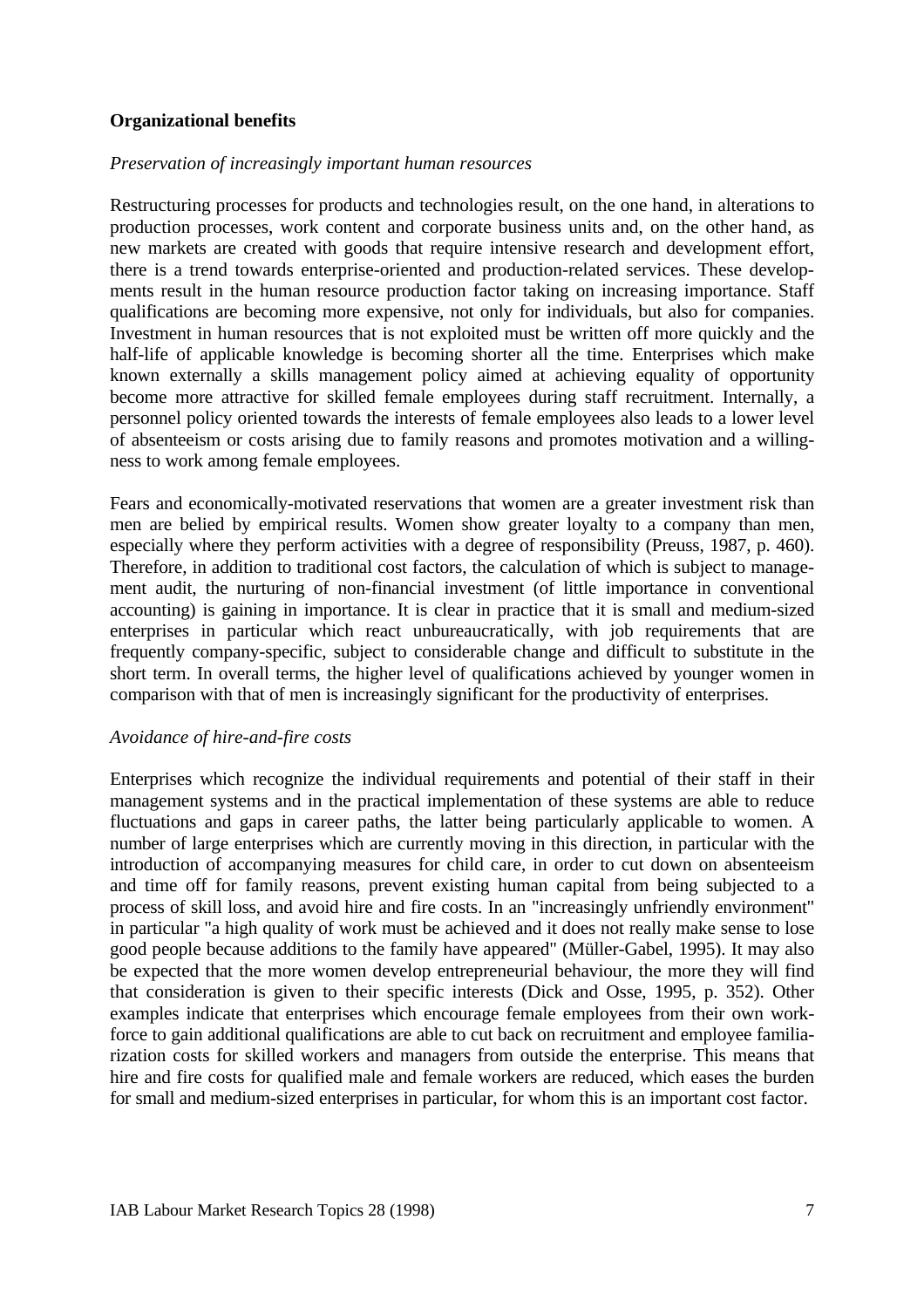**Organizational benefits**

*Preservation of increasingly important human resources*

Restructuring processes for products and technologies result, on the one hand, in alterations to production processes, work content and corporate business units and, on the other hand, as new markets are created with goods that require intensive research and development effort, there is a trend towards enterprise-oriented and production-related services. These developments result in the human resource production factor taking on increasing importance. Staff qualifications are becoming more expensive, not only for individuals, but also for companies. Investment in human resources that is not exploited must be written off more quickly and the half-life of applicable knowledge is becoming shorter all the time. Enterprises which make known externally a skills management policy aimed at achieving equality of opportunity become more attractive for skilled female employees during staff recruitment. Internally, a personnel policy oriented towards the interests of female employees also leads to a lower level of absenteeism or costs arising due to family reasons and promotes motivation and a willingness to work among female employees.

Fears and economically-motivated reservations that women are a greater investment risk than men are belied by empirical results. Women show greater loyalty to a company than men, especially where they perform activities with a degree of responsibility (Preuss, 1987, p. 460). Therefore, in addition to traditional cost factors, the calculation of which is subject to management audit, the nurturing of non-financial investment (of little importance in conventional accounting) is gaining in importance. It is clear in practice that it is small and medium-sized enterprises in particular which react unbureaucratically, with job requirements that are frequently company-specific, subject to considerable change and difficult to substitute in the short term. In overall terms, the higher level of qualifications achieved by younger women in comparison with that of men is increasingly significant for the productivity of enterprises.

*Avoidance of hire-and-fire costs*

Enterprises which recognize the individual requirements and potential of their staff in their management systems and in the practical implementation of these systems are able to reduce fluctuations and gaps in career paths, the latter being particularly applicable to women. A number of large enterprises which are currently moving in this direction, in particular with the introduction of accompanying measures for child care, in order to cut down on absenteeism and time off for family reasons, prevent existing human capital from being subjected to a process of skill loss, and avoid hire and fire costs. In an "increasingly unfriendly environment" in particular "a high quality of work must be achieved and it does not really make sense to lose good people because additions to the family have appeared" (Müller-Gabel, 1995). It may also be expected that the more women develop entrepreneurial behaviour, the more they will find that consideration is given to their specific interests (Dick and Osse, 1995, p. 352). Other examples indicate that enterprises which encourage female employees from their own workforce to gain additional qualifications are able to cut back on recruitment and employee familiarization costs for skilled workers and managers from outside the enterprise. This means that hire and fire costs for qualified male and female workers are reduced, which eases the burden for small and medium-sized enterprises in particular, for whom this is an important cost factor.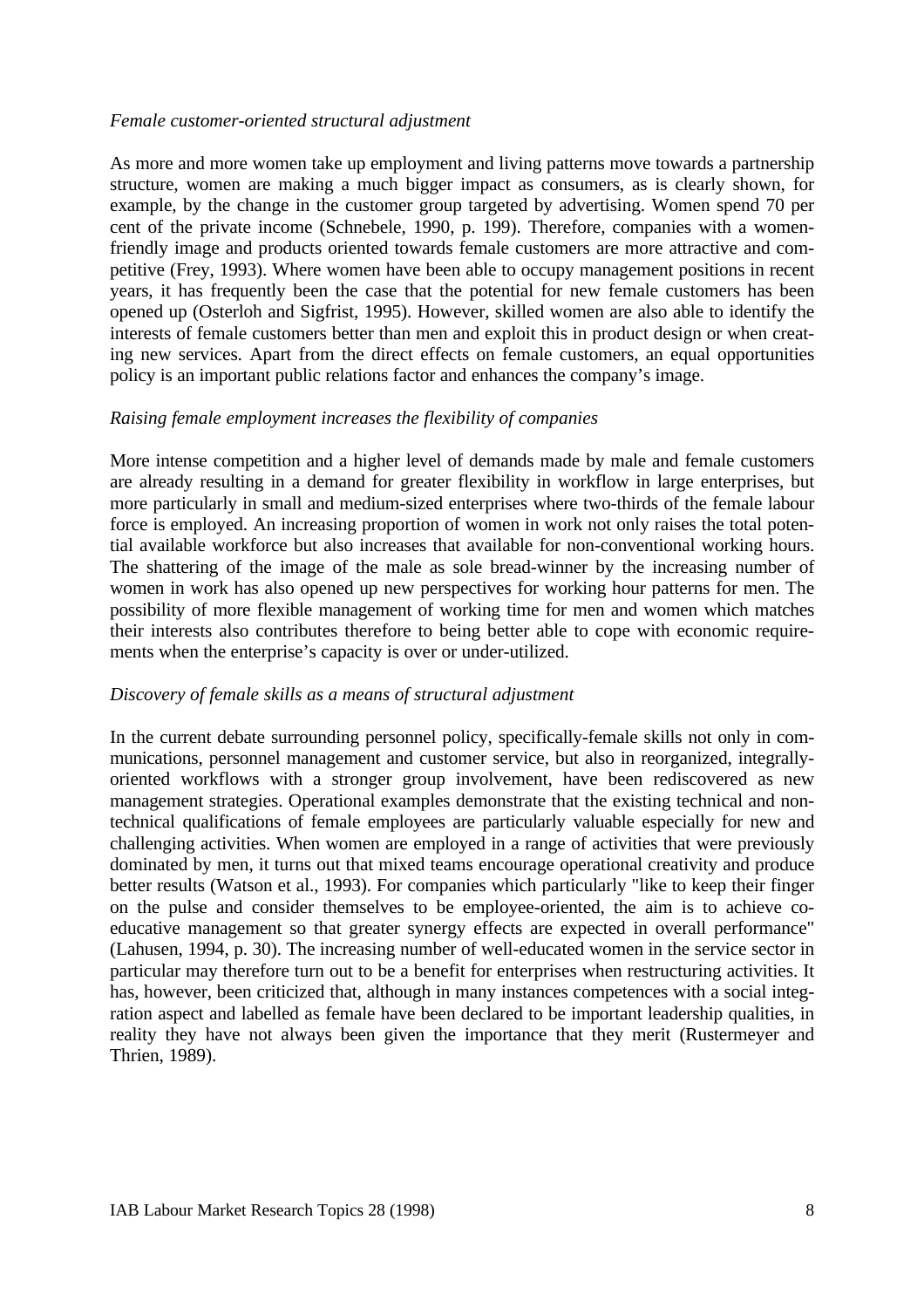*Female customer-oriented structural adjustment*

As more and more women take up employment and living patterns move towards a partnership structure, women are making a much bigger impact as consumers, as is clearly shown, for example, by the change in the customer group targeted by advertising. Women spend 70 per cent of the private income (Schnebele, 1990, p. 199). Therefore, companies with a women-friendly image and products oriented towards female customers are more attractive and competitive (Frey, 1993). Where women have been able to occupy management positions in recent years, it has frequently been the case that the potential for new female customers has been opened up (Osterloh and Sigfrist, 1995). However, skilled women are also able to identify the interests of female customers better than men and exploit this in product design or when creating new services. Apart from the direct effects on female customers, an equal opportunities policy is an important public relations factor and enhances the company's image.

*Raising female employment increases the flexibility of companies*

More intense competition and a higher level of demands made by male and female customers are already resulting in a demand for greater flexibility in workflow in large enterprises, but more particularly in small and medium-sized enterprises where two-thirds of the female labour force is employed. An increasing proportion of women in work not only raises the total potential available workforce but also increases that available for non-conventional working hours. The shattering of the image of the male as sole bread-winner by the increasing number of women in work has also opened up new perspectives for working hour patterns for men. The possibility of more flexible management of working time for men and women which matches their interests also contributes therefore to being better able to cope with economic requirements when the enterprise's capacity is over or under-utilized.

*Discovery of female skills as a means of structural adjustment*

In the current debate surrounding personnel policy, specifically-female skills not only in communications, personnel management and customer service, but also in reorganized, integrally-oriented workflows with a stronger group involvement, have been rediscovered as new management strategies. Operational examples demonstrate that the existing technical and non-technical qualifications of female employees are particularly valuable especially for new and challenging activities. When women are employed in a range of activities that were previously dominated by men, it turns out that mixed teams encourage operational creativity and produce better results (Watson et al., 1993). For companies which particularly "like to keep their finger on the pulse and consider themselves to be employee-oriented, the aim is to achieve co-educative management so that greater synergy effects are expected in overall performance" (Lahusen, 1994, p. 30). The increasing number of well-educated women in the service sector in particular may therefore turn out to be a benefit for enterprises when restructuring activities. It has, however, been criticized that, although in many instances competences with a social integration aspect and labelled as female have been declared to be important leadership qualities, in reality they have not always been given the importance that they merit (Rustermeyer and Thrien, 1989).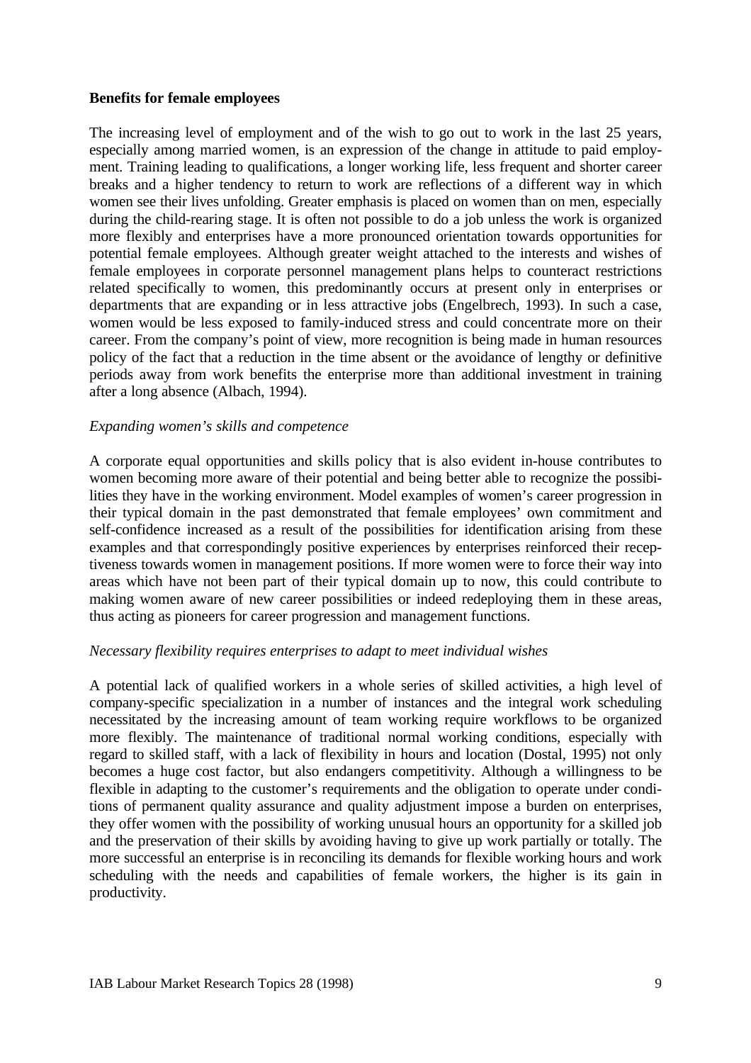**Benefits for female employees**

The increasing level of employment and of the wish to go out to work in the last 25 years, especially among married women, is an expression of the change in attitude to paid employment. Training leading to qualifications, a longer working life, less frequent and shorter career breaks and a higher tendency to return to work are reflections of a different way in which women see their lives unfolding. Greater emphasis is placed on women than on men, especially during the child-rearing stage. It is often not possible to do a job unless the work is organized more flexibly and enterprises have a more pronounced orientation towards opportunities for potential female employees. Although greater weight attached to the interests and wishes of female employees in corporate personnel management plans helps to counteract restrictions related specifically to women, this predominantly occurs at present only in enterprises or departments that are expanding or in less attractive jobs (Engelbrech, 1993). In such a case, women would be less exposed to family-induced stress and could concentrate more on their career. From the company's point of view, more recognition is being made in human resources policy of the fact that a reduction in the time absent or the avoidance of lengthy or definitive periods away from work benefits the enterprise more than additional investment in training after a long absence (Albach, 1994).

*Expanding women's skills and competence*

A corporate equal opportunities and skills policy that is also evident in-house contributes to women becoming more aware of their potential and being better able to recognize the possibilities they have in the working environment. Model examples of women's career progression in their typical domain in the past demonstrated that female employees' own commitment and self-confidence increased as a result of the possibilities for identification arising from these examples and that correspondingly positive experiences by enterprises reinforced their receptiveness towards women in management positions. If more women were to force their way into areas which have not been part of their typical domain up to now, this could contribute to making women aware of new career possibilities or indeed redeploying them in these areas, thus acting as pioneers for career progression and management functions.

*Necessary flexibility requires enterprises to adapt to meet individual wishes*

A potential lack of qualified workers in a whole series of skilled activities, a high level of company-specific specialization in a number of instances and the integral work scheduling necessitated by the increasing amount of team working require workflows to be organized more flexibly. The maintenance of traditional normal working conditions, especially with regard to skilled staff, with a lack of flexibility in hours and location (Dostal, 1995) not only becomes a huge cost factor, but also endangers competitivity. Although a willingness to be flexible in adapting to the customer's requirements and the obligation to operate under conditions of permanent quality assurance and quality adjustment impose a burden on enterprises, they offer women with the possibility of working unusual hours an opportunity for a skilled job and the preservation of their skills by avoiding having to give up work partially or totally. The more successful an enterprise is in reconciling its demands for flexible working hours and work scheduling with the needs and capabilities of female workers, the higher is its gain in productivity.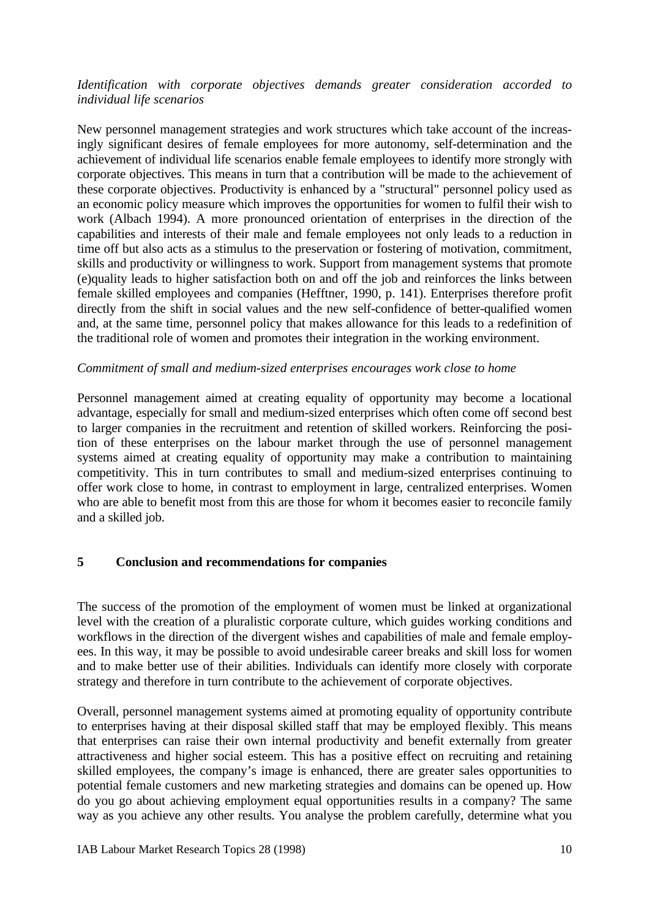*Identification with corporate objectives demands greater consideration accorded to individual life scenarios*

New personnel management strategies and work structures which take account of the increasingly significant desires of female employees for more autonomy, self-determination and the achievement of individual life scenarios enable female employees to identify more strongly with corporate objectives. This means in turn that a contribution will be made to the achievement of these corporate objectives. Productivity is enhanced by a "structural" personnel policy used as an economic policy measure which improves the opportunities for women to fulfil their wish to work (Albach 1994). A more pronounced orientation of enterprises in the direction of the capabilities and interests of their male and female employees not only leads to a reduction in time off but also acts as a stimulus to the preservation or fostering of motivation, commitment, skills and productivity or willingness to work. Support from management systems that promote (e)quality leads to higher satisfaction both on and off the job and reinforces the links between female skilled employees and companies (Hefftner, 1990, p. 141). Enterprises therefore profit directly from the shift in social values and the new self-confidence of better-qualified women and, at the same time, personnel policy that makes allowance for this leads to a redefinition of the traditional role of women and promotes their integration in the working environment.

*Commitment of small and medium-sized enterprises encourages work close to home*

Personnel management aimed at creating equality of opportunity may become a locational advantage, especially for small and medium-sized enterprises which often come off second best to larger companies in the recruitment and retention of skilled workers. Reinforcing the position of these enterprises on the labour market through the use of personnel management systems aimed at creating equality of opportunity may make a contribution to maintaining competitivity. This in turn contributes to small and medium-sized enterprises continuing to offer work close to home, in contrast to employment in large, centralized enterprises. Women who are able to benefit most from this are those for whom it becomes easier to reconcile family and a skilled job.

## 5 Conclusion and recommendations for companies

The success of the promotion of the employment of women must be linked at organizational level with the creation of a pluralistic corporate culture, which guides working conditions and workflows in the direction of the divergent wishes and capabilities of male and female employees. In this way, it may be possible to avoid undesirable career breaks and skill loss for women and to make better use of their abilities. Individuals can identify more closely with corporate strategy and therefore in turn contribute to the achievement of corporate objectives.

Overall, personnel management systems aimed at promoting equality of opportunity contribute to enterprises having at their disposal skilled staff that may be employed flexibly. This means that enterprises can raise their own internal productivity and benefit externally from greater attractiveness and higher social esteem. This has a positive effect on recruiting and retaining skilled employees, the company's image is enhanced, there are greater sales opportunities to potential female customers and new marketing strategies and domains can be opened up. How do you go about achieving employment equal opportunities results in a company? The same way as you achieve any other results. You analyse the problem carefully, determine what you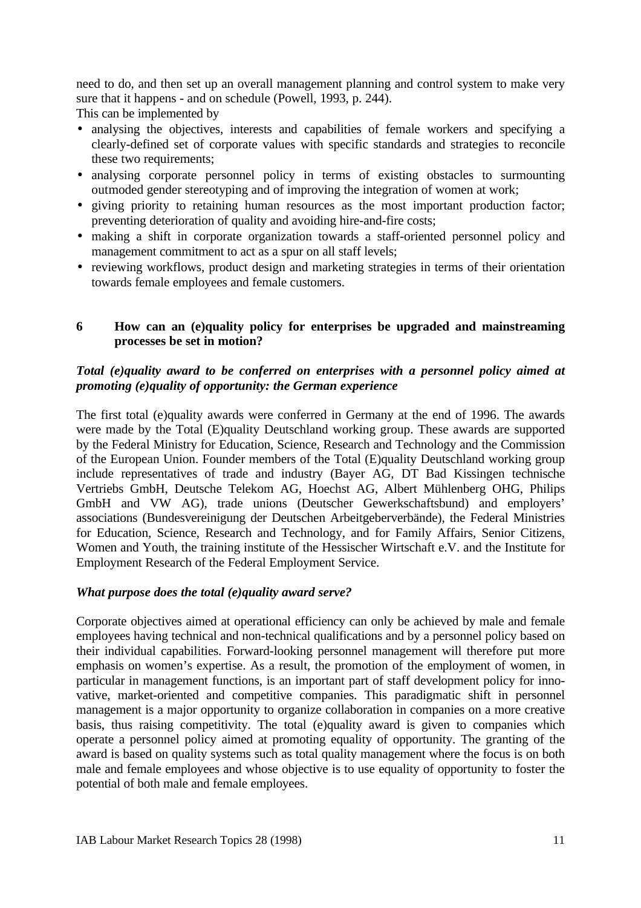need to do, and then set up an overall management planning and control system to make very sure that it happens - and on schedule (Powell, 1993, p. 244).

This can be implemented by

- analysing the objectives, interests and capabilities of female workers and specifying a clearly-defined set of corporate values with specific standards and strategies to reconcile these two requirements;
- analysing corporate personnel policy in terms of existing obstacles to surmounting outmoded gender stereotyping and of improving the integration of women at work;
- giving priority to retaining human resources as the most important production factor; preventing deterioration of quality and avoiding hire-and-fire costs;
- making a shift in corporate organization towards a staff-oriented personnel policy and management commitment to act as a spur on all staff levels;
- reviewing workflows, product design and marketing strategies in terms of their orientation towards female employees and female customers.

## 6 How can an (e)quality policy for enterprises be upgraded and mainstreaming processes be set in motion?

***Total (e)quality award to be conferred on enterprises with a personnel policy aimed at promoting (e)quality of opportunity: the German experience***

The first total (e)quality awards were conferred in Germany at the end of 1996. The awards were made by the Total (E)quality Deutschland working group. These awards are supported by the Federal Ministry for Education, Science, Research and Technology and the Commission of the European Union. Founder members of the Total (E)quality Deutschland working group include representatives of trade and industry (Bayer AG, DT Bad Kissingen technische Vertriebs GmbH, Deutsche Telekom AG, Hoechst AG, Albert Mühlenberg OHG, Philips GmbH and VW AG), trade unions (Deutscher Gewerkschaftsbund) and employers' associations (Bundesvereinigung der Deutschen Arbeitgeberverbände), the Federal Ministries for Education, Science, Research and Technology, and for Family Affairs, Senior Citizens, Women and Youth, the training institute of the Hessischer Wirtschaft e.V. and the Institute for Employment Research of the Federal Employment Service.

***What purpose does the total (e)quality award serve?***

Corporate objectives aimed at operational efficiency can only be achieved by male and female employees having technical and non-technical qualifications and by a personnel policy based on their individual capabilities. Forward-looking personnel management will therefore put more emphasis on women's expertise. As a result, the promotion of the employment of women, in particular in management functions, is an important part of staff development policy for innovative, market-oriented and competitive companies. This paradigmatic shift in personnel management is a major opportunity to organize collaboration in companies on a more creative basis, thus raising competitivity. The total (e)quality award is given to companies which operate a personnel policy aimed at promoting equality of opportunity. The granting of the award is based on quality systems such as total quality management where the focus is on both male and female employees and whose objective is to use equality of opportunity to foster the potential of both male and female employees.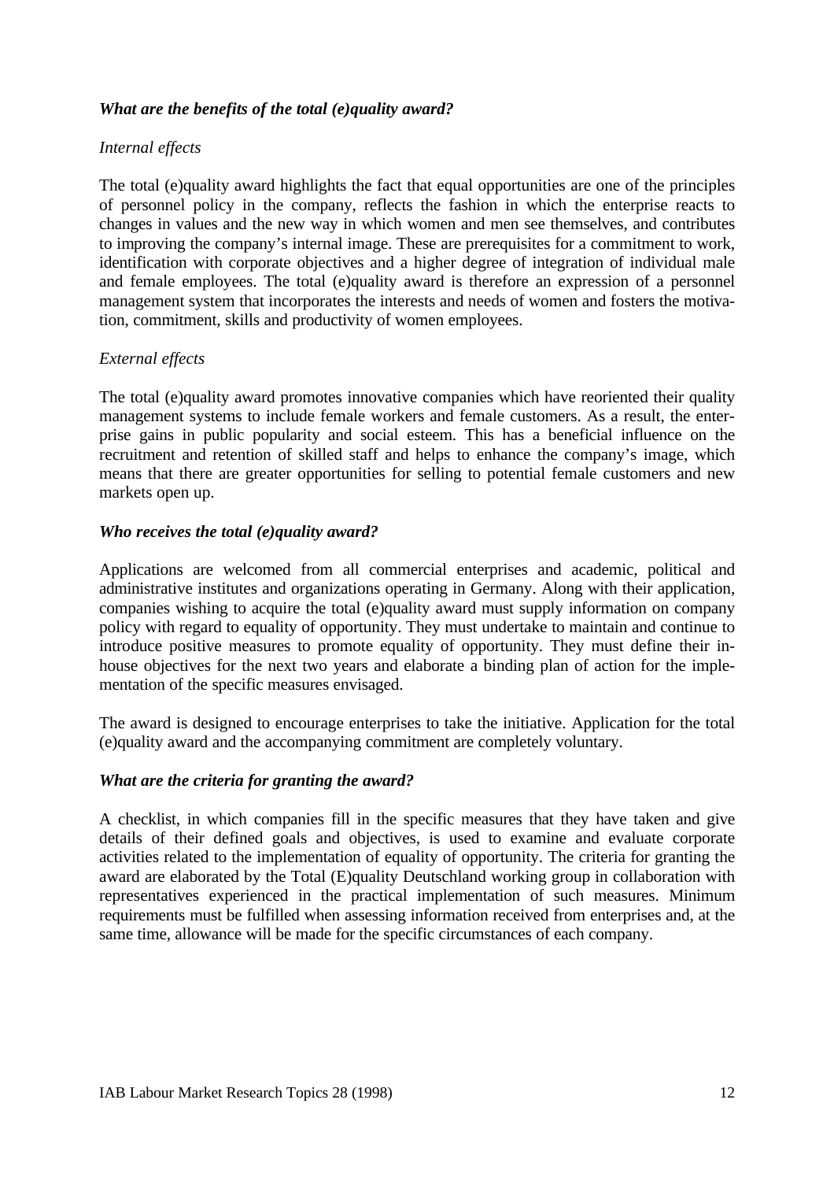***What are the benefits of the total (e)quality award?***

*Internal effects*

The total (e)quality award highlights the fact that equal opportunities are one of the principles of personnel policy in the company, reflects the fashion in which the enterprise reacts to changes in values and the new way in which women and men see themselves, and contributes to improving the company's internal image. These are prerequisites for a commitment to work, identification with corporate objectives and a higher degree of integration of individual male and female employees. The total (e)quality award is therefore an expression of a personnel management system that incorporates the interests and needs of women and fosters the motivation, commitment, skills and productivity of women employees.

*External effects*

The total (e)quality award promotes innovative companies which have reoriented their quality management systems to include female workers and female customers. As a result, the enterprise gains in public popularity and social esteem. This has a beneficial influence on the recruitment and retention of skilled staff and helps to enhance the company's image, which means that there are greater opportunities for selling to potential female customers and new markets open up.

***Who receives the total (e)quality award?***

Applications are welcomed from all commercial enterprises and academic, political and administrative institutes and organizations operating in Germany. Along with their application, companies wishing to acquire the total (e)quality award must supply information on company policy with regard to equality of opportunity. They must undertake to maintain and continue to introduce positive measures to promote equality of opportunity. They must define their in-house objectives for the next two years and elaborate a binding plan of action for the implementation of the specific measures envisaged.

The award is designed to encourage enterprises to take the initiative. Application for the total (e)quality award and the accompanying commitment are completely voluntary.

***What are the criteria for granting the award?***

A checklist, in which companies fill in the specific measures that they have taken and give details of their defined goals and objectives, is used to examine and evaluate corporate activities related to the implementation of equality of opportunity. The criteria for granting the award are elaborated by the Total (E)quality Deutschland working group in collaboration with representatives experienced in the practical implementation of such measures. Minimum requirements must be fulfilled when assessing information received from enterprises and, at the same time, allowance will be made for the specific circumstances of each company.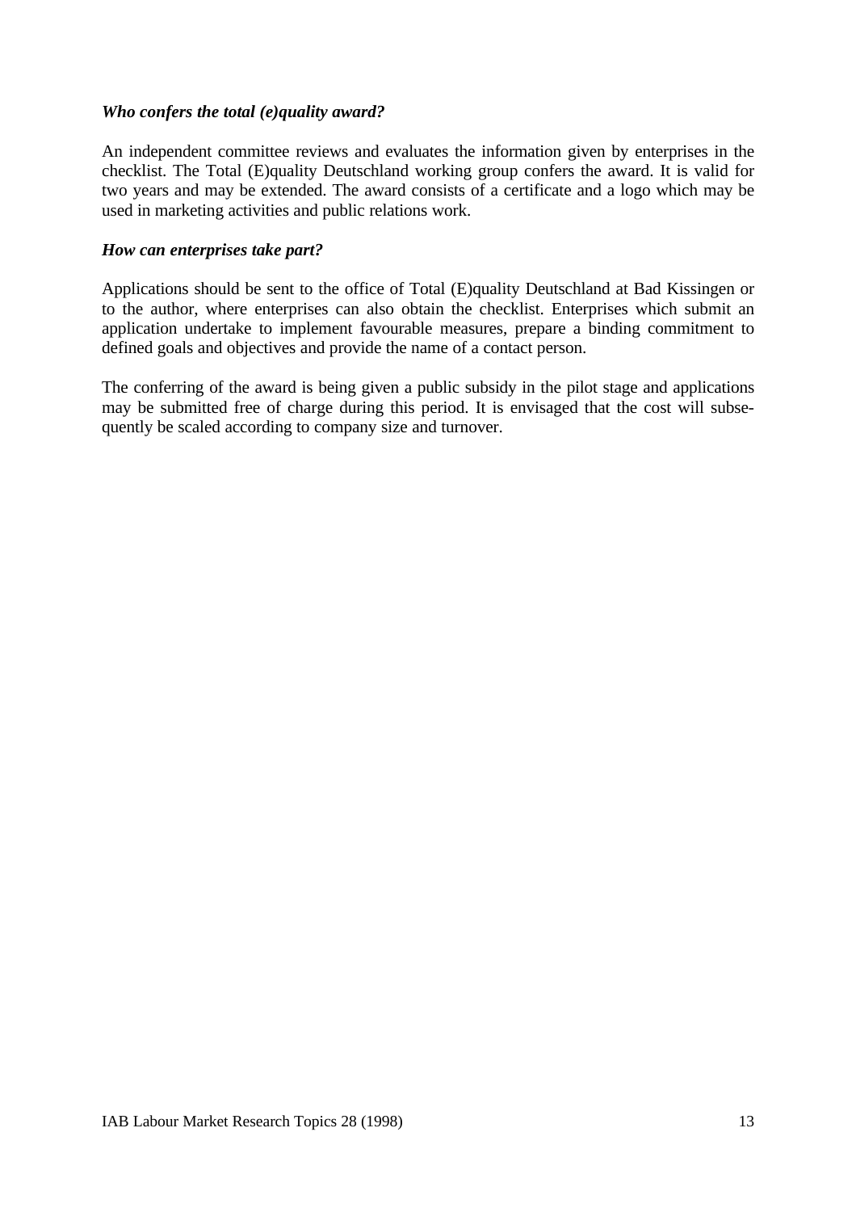### *Who confers the total (e)quality award?*

An independent committee reviews and evaluates the information given by enterprises in the checklist. The Total (E)quality Deutschland working group confers the award. It is valid for two years and may be extended. The award consists of a certificate and a logo which may be used in marketing activities and public relations work.

### *How can enterprises take part?*

Applications should be sent to the office of Total (E)quality Deutschland at Bad Kissingen or to the author, where enterprises can also obtain the checklist. Enterprises which submit an application undertake to implement favourable measures, prepare a binding commitment to defined goals and objectives and provide the name of a contact person.

The conferring of the award is being given a public subsidy in the pilot stage and applications may be submitted free of charge during this period. It is envisaged that the cost will subsequently be scaled according to company size and turnover.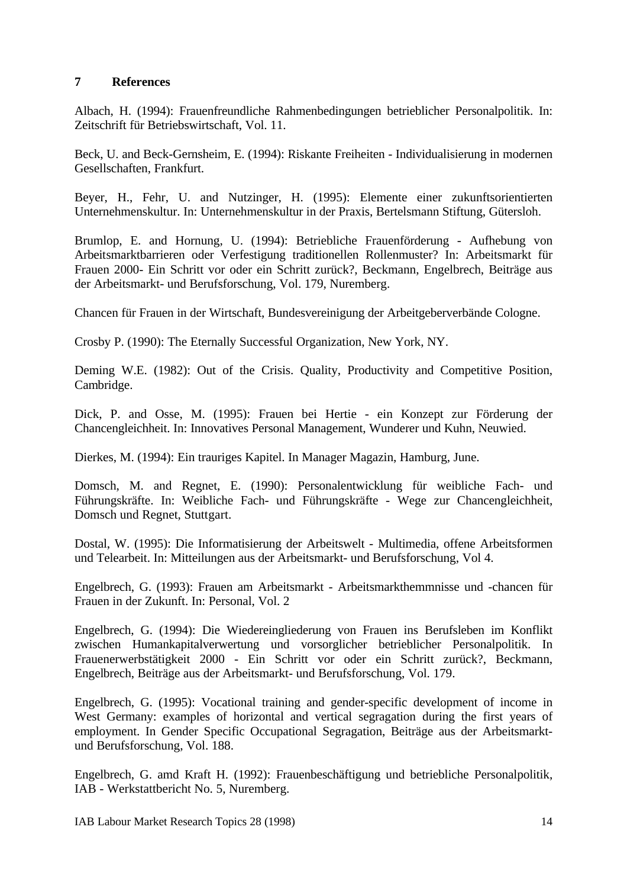## 7 References

Albach, H. (1994): Frauenfreundliche Rahmenbedingungen betrieblicher Personalpolitik. In: Zeitschrift für Betriebswirtschaft, Vol. 11.

Beck, U. and Beck-Gernsheim, E. (1994): Riskante Freiheiten - Individualisierung in modernen Gesellschaften, Frankfurt.

Beyer, H., Fehr, U. and Nutzinger, H. (1995): Elemente einer zukunftsorientierten Unternehmenskultur. In: Unternehmenskultur in der Praxis, Bertelsmann Stiftung, Gütersloh.

Brumlop, E. and Hornung, U. (1994): Betriebliche Frauenförderung - Aufhebung von Arbeitsmarktbarrieren oder Verfestigung traditionellen Rollenmuster? In: Arbeitsmarkt für Frauen 2000- Ein Schritt vor oder ein Schritt zurück?, Beckmann, Engelbrech, Beiträge aus der Arbeitsmarkt- und Berufsforschung, Vol. 179, Nuremberg.

Chancen für Frauen in der Wirtschaft, Bundesvereinigung der Arbeitgeberverbände Cologne.

Crosby P. (1990): The Eternally Successful Organization, New York, NY.

Deming W.E. (1982): Out of the Crisis. Quality, Productivity and Competitive Position, Cambridge.

Dick, P. and Osse, M. (1995): Frauen bei Hertie - ein Konzept zur Förderung der Chancengleichheit. In: Innovatives Personal Management, Wunderer und Kuhn, Neuwied.

Dierkes, M. (1994): Ein trauriges Kapitel. In Manager Magazin, Hamburg, June.

Domsch, M. and Regnet, E. (1990): Personalentwicklung für weibliche Fach- und Führungskräfte. In: Weibliche Fach- und Führungskräfte - Wege zur Chancengleichheit, Domsch und Regnet, Stuttgart.

Dostal, W. (1995): Die Informatisierung der Arbeitswelt - Multimedia, offene Arbeitsformen und Telearbeit. In: Mitteilungen aus der Arbeitsmarkt- und Berufsforschung, Vol 4.

Engelbrech, G. (1993): Frauen am Arbeitsmarkt - Arbeitsmarkthemmnisse und -chancen für Frauen in der Zukunft. In: Personal, Vol. 2

Engelbrech, G. (1994): Die Wiedereingliederung von Frauen ins Berufsleben im Konflikt zwischen Humankapitalverwertung und vorsorglicher betrieblicher Personalpolitik. In Frauenerwerbstätigkeit 2000 - Ein Schritt vor oder ein Schritt zurück?, Beckmann, Engelbrech, Beiträge aus der Arbeitsmarkt- und Berufsforschung, Vol. 179.

Engelbrech, G. (1995): Vocational training and gender-specific development of income in West Germany: examples of horizontal and vertical segragation during the first years of employment. In Gender Specific Occupational Segragation, Beiträge aus der Arbeitsmarkt- und Berufsforschung, Vol. 188.

Engelbrech, G. amd Kraft H. (1992): Frauenbeschäftigung und betriebliche Personalpolitik, IAB - Werkstattbericht No. 5, Nuremberg.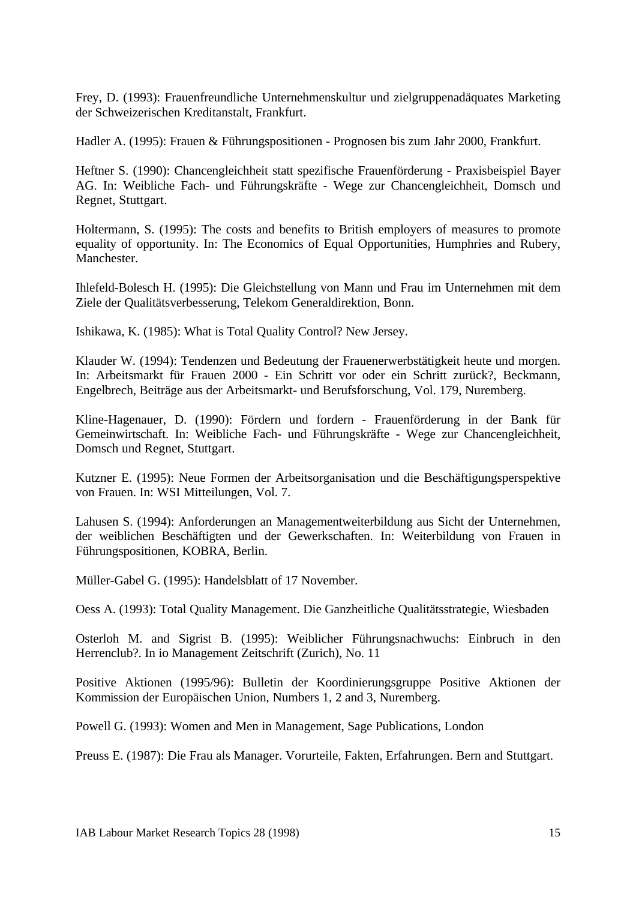Frey, D. (1993): Frauenfreundliche Unternehmenskultur und zielgruppenadäquates Marketing der Schweizerischen Kreditanstalt, Frankfurt.

Hadler A. (1995): Frauen & Führungspositionen - Prognosen bis zum Jahr 2000, Frankfurt.

Heftner S. (1990): Chancengleichheit statt spezifische Frauenförderung - Praxisbeispiel Bayer AG. In: Weibliche Fach- und Führungskräfte - Wege zur Chancengleichheit, Domsch und Regnet, Stuttgart.

Holtermann, S. (1995): The costs and benefits to British employers of measures to promote equality of opportunity. In: The Economics of Equal Opportunities, Humphries and Rubery, Manchester.

Ihlefeld-Bolesch H. (1995): Die Gleichstellung von Mann und Frau im Unternehmen mit dem Ziele der Qualitätsverbesserung, Telekom Generaldirektion, Bonn.

Ishikawa, K. (1985): What is Total Quality Control? New Jersey.

Klauder W. (1994): Tendenzen und Bedeutung der Frauenerwerbstätigkeit heute und morgen. In: Arbeitsmarkt für Frauen 2000 - Ein Schritt vor oder ein Schritt zurück?, Beckmann, Engelbrech, Beiträge aus der Arbeitsmarkt- und Berufsforschung, Vol. 179, Nuremberg.

Kline-Hagenauer, D. (1990): Fördern und fordern - Frauenförderung in der Bank für Gemeinwirtschaft. In: Weibliche Fach- und Führungskräfte - Wege zur Chancengleichheit, Domsch und Regnet, Stuttgart.

Kutzner E. (1995): Neue Formen der Arbeitsorganisation und die Beschäftigungsperspektive von Frauen. In: WSI Mitteilungen, Vol. 7.

Lahusen S. (1994): Anforderungen an Managementweiterbildung aus Sicht der Unternehmen, der weiblichen Beschäftigten und der Gewerkschaften. In: Weiterbildung von Frauen in Führungspositionen, KOBRA, Berlin.

Müller-Gabel G. (1995): Handelsblatt of 17 November.

Oess A. (1993): Total Quality Management. Die Ganzheitliche Qualitätsstrategie, Wiesbaden

Osterloh M. and Sigrist B. (1995): Weiblicher Führungsnachwuchs: Einbruch in den Herrenclub?. In io Management Zeitschrift (Zurich), No. 11

Positive Aktionen (1995/96): Bulletin der Koordinierungsgruppe Positive Aktionen der Kommission der Europäischen Union, Numbers 1, 2 and 3, Nuremberg.

Powell G. (1993): Women and Men in Management, Sage Publications, London

Preuss E. (1987): Die Frau als Manager. Vorurteile, Fakten, Erfahrungen. Bern and Stuttgart.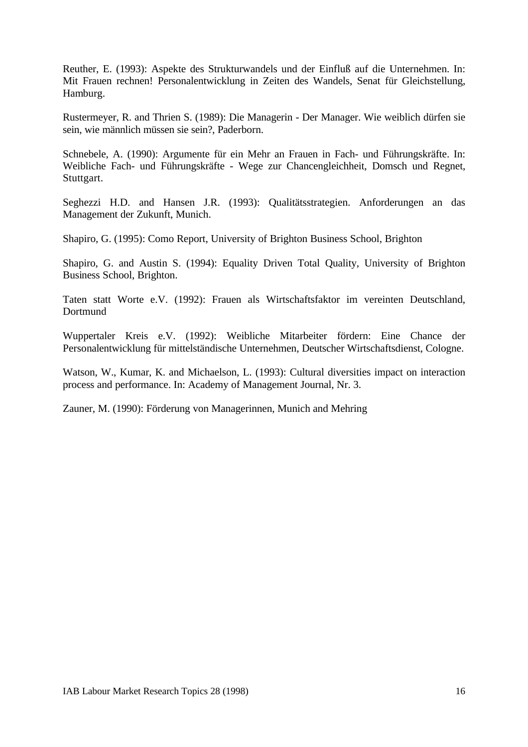Reuther, E. (1993): Aspekte des Strukturwandels und der Einfluß auf die Unternehmen. In: Mit Frauen rechnen! Personalentwicklung in Zeiten des Wandels, Senat für Gleichstellung, Hamburg.

Rustermeyer, R. and Thrien S. (1989): Die Managerin - Der Manager. Wie weiblich dürfen sie sein, wie männlich müssen sie sein?, Paderborn.

Schnebele, A. (1990): Argumente für ein Mehr an Frauen in Fach- und Führungskräfte. In: Weibliche Fach- und Führungskräfte - Wege zur Chancengleichheit, Domsch und Regnet, Stuttgart.

Seghezzi H.D. and Hansen J.R. (1993): Qualitätsstrategien. Anforderungen an das Management der Zukunft, Munich.

Shapiro, G. (1995): Como Report, University of Brighton Business School, Brighton

Shapiro, G. and Austin S. (1994): Equality Driven Total Quality, University of Brighton Business School, Brighton.

Taten statt Worte e.V. (1992): Frauen als Wirtschaftsfaktor im vereinten Deutschland, Dortmund

Wuppertaler Kreis e.V. (1992): Weibliche Mitarbeiter fördern: Eine Chance der Personalentwicklung für mittelständische Unternehmen, Deutscher Wirtschaftsdienst, Cologne.

Watson, W., Kumar, K. and Michaelson, L. (1993): Cultural diversities impact on interaction process and performance. In: Academy of Management Journal, Nr. 3.

Zauner, M. (1990): Förderung von Managerinnen, Munich and Mehring